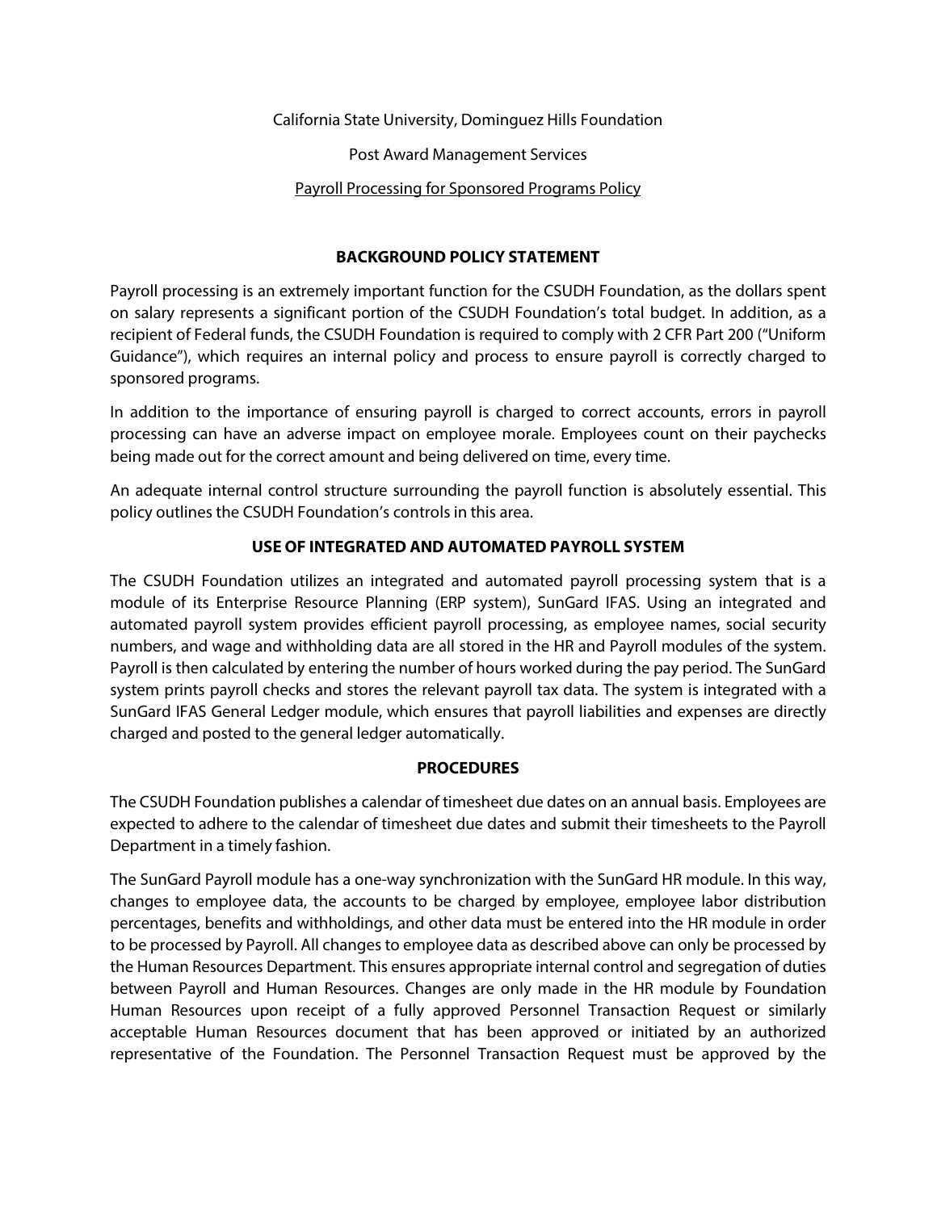California State University, Dominguez Hills Foundation

Post Award Management Services

Payroll Processing for Sponsored Programs Policy

## BACKGROUND POLICY STATEMENT

Payroll processing is an extremely important function for the CSUDH Foundation, as the dollars spent on salary represents a significant portion of the CSUDH Foundation's total budget. In addition, as a recipient of Federal funds, the CSUDH Foundation is required to comply with 2 CFR Part 200 ("Uniform Guidance"), which requires an internal policy and process to ensure payroll is correctly charged to sponsored programs.

In addition to the importance of ensuring payroll is charged to correct accounts, errors in payroll processing can have an adverse impact on employee morale. Employees count on their paychecks being made out for the correct amount and being delivered on time, every time.

An adequate internal control structure surrounding the payroll function is absolutely essential. This policy outlines the CSUDH Foundation's controls in this area.

## USE OF INTEGRATED AND AUTOMATED PAYROLL SYSTEM

The CSUDH Foundation utilizes an integrated and automated payroll processing system that is a module of its Enterprise Resource Planning (ERP system), SunGard IFAS. Using an integrated and automated payroll system provides efficient payroll processing, as employee names, social security numbers, and wage and withholding data are all stored in the HR and Payroll modules of the system. Payroll is then calculated by entering the number of hours worked during the pay period. The SunGard system prints payroll checks and stores the relevant payroll tax data. The system is integrated with a SunGard IFAS General Ledger module, which ensures that payroll liabilities and expenses are directly charged and posted to the general ledger automatically.

## PROCEDURES

The CSUDH Foundation publishes a calendar of timesheet due dates on an annual basis. Employees are expected to adhere to the calendar of timesheet due dates and submit their timesheets to the Payroll Department in a timely fashion.

The SunGard Payroll module has a one-way synchronization with the SunGard HR module. In this way, changes to employee data, the accounts to be charged by employee, employee labor distribution percentages, benefits and withholdings, and other data must be entered into the HR module in order to be processed by Payroll. All changes to employee data as described above can only be processed by the Human Resources Department. This ensures appropriate internal control and segregation of duties between Payroll and Human Resources. Changes are only made in the HR module by Foundation Human Resources upon receipt of a fully approved Personnel Transaction Request or similarly acceptable Human Resources document that has been approved or initiated by an authorized representative of the Foundation. The Personnel Transaction Request must be approved by the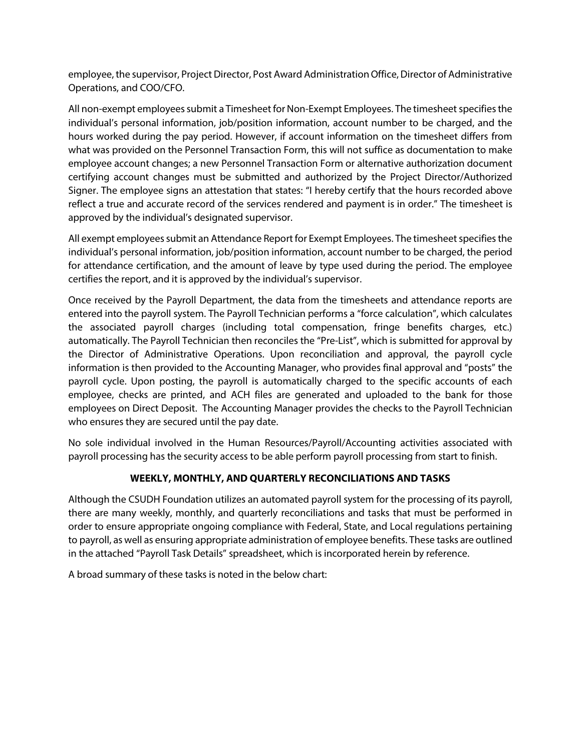employee, the supervisor, Project Director, Post Award Administration Office, Director of Administrative Operations, and COO/CFO.

All non-exempt employees submit a Timesheet for Non-Exempt Employees. The timesheet specifies the individual's personal information, job/position information, account number to be charged, and the hours worked during the pay period. However, if account information on the timesheet differs from what was provided on the Personnel Transaction Form, this will not suffice as documentation to make employee account changes; a new Personnel Transaction Form or alternative authorization document certifying account changes must be submitted and authorized by the Project Director/Authorized Signer. The employee signs an attestation that states: "I hereby certify that the hours recorded above reflect a true and accurate record of the services rendered and payment is in order." The timesheet is approved by the individual's designated supervisor.

All exempt employees submit an Attendance Report for Exempt Employees. The timesheet specifies the individual's personal information, job/position information, account number to be charged, the period for attendance certification, and the amount of leave by type used during the period. The employee certifies the report, and it is approved by the individual's supervisor.

Once received by the Payroll Department, the data from the timesheets and attendance reports are entered into the payroll system. The Payroll Technician performs a "force calculation", which calculates the associated payroll charges (including total compensation, fringe benefits charges, etc.) automatically. The Payroll Technician then reconciles the "Pre-List", which is submitted for approval by the Director of Administrative Operations. Upon reconciliation and approval, the payroll cycle information is then provided to the Accounting Manager, who provides final approval and "posts" the payroll cycle. Upon posting, the payroll is automatically charged to the specific accounts of each employee, checks are printed, and ACH files are generated and uploaded to the bank for those employees on Direct Deposit. The Accounting Manager provides the checks to the Payroll Technician who ensures they are secured until the pay date.

No sole individual involved in the Human Resources/Payroll/Accounting activities associated with payroll processing has the security access to be able perform payroll processing from start to finish.

## WEEKLY, MONTHLY, AND QUARTERLY RECONCILIATIONS AND TASKS

Although the CSUDH Foundation utilizes an automated payroll system for the processing of its payroll, there are many weekly, monthly, and quarterly reconciliations and tasks that must be performed in order to ensure appropriate ongoing compliance with Federal, State, and Local regulations pertaining to payroll, as well as ensuring appropriate administration of employee benefits. These tasks are outlined in the attached "Payroll Task Details" spreadsheet, which is incorporated herein by reference.

A broad summary of these tasks is noted in the below chart: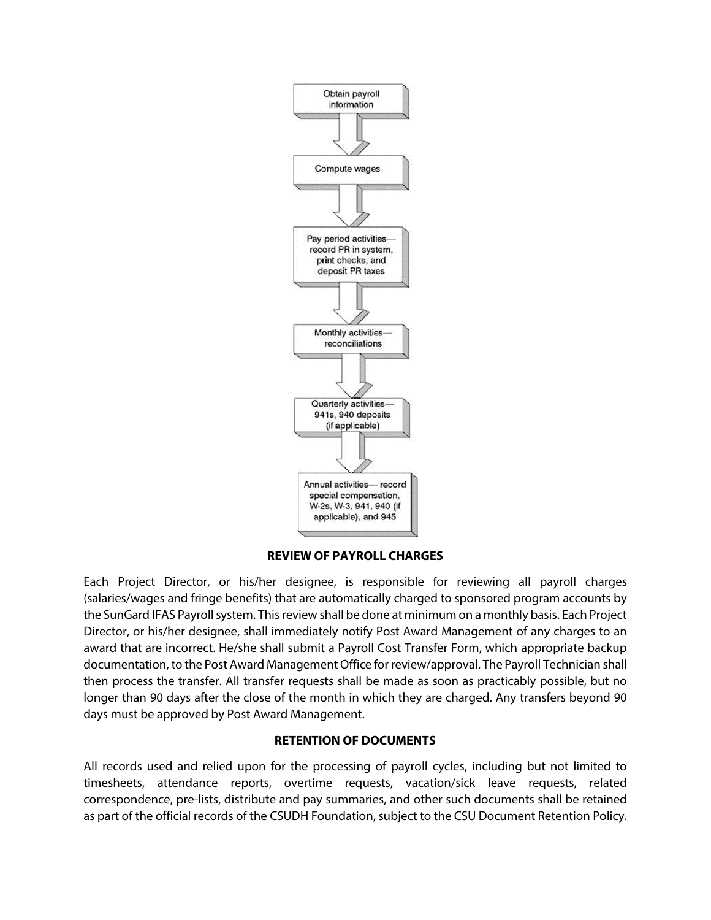Obtain payroll information

Compute wages

Pay period activities— record PR in system, print checks, and deposit PR taxes

Monthly activities— reconciliations

Quarterly activities— 941s, 940 deposits (if applicable)

Annual activities— record special compensation, W-2s, W-3, 941, 940 (if applicable), and 945

**REVIEW OF PAYROLL CHARGES**

Each Project Director, or his/her designee, is responsible for reviewing all payroll charges (salaries/wages and fringe benefits) that are automatically charged to sponsored program accounts by the SunGard IFAS Payroll system. This review shall be done at minimum on a monthly basis. Each Project Director, or his/her designee, shall immediately notify Post Award Management of any charges to an award that are incorrect. He/she shall submit a Payroll Cost Transfer Form, which appropriate backup documentation, to the Post Award Management Office for review/approval. The Payroll Technician shall then process the transfer. All transfer requests shall be made as soon as practicably possible, but no longer than 90 days after the close of the month in which they are charged. Any transfers beyond 90 days must be approved by Post Award Management.

**RETENTION OF DOCUMENTS**

All records used and relied upon for the processing of payroll cycles, including but not limited to timesheets, attendance reports, overtime requests, vacation/sick leave requests, related correspondence, pre-lists, distribute and pay summaries, and other such documents shall be retained as part of the official records of the CSUDH Foundation, subject to the CSU Document Retention Policy.